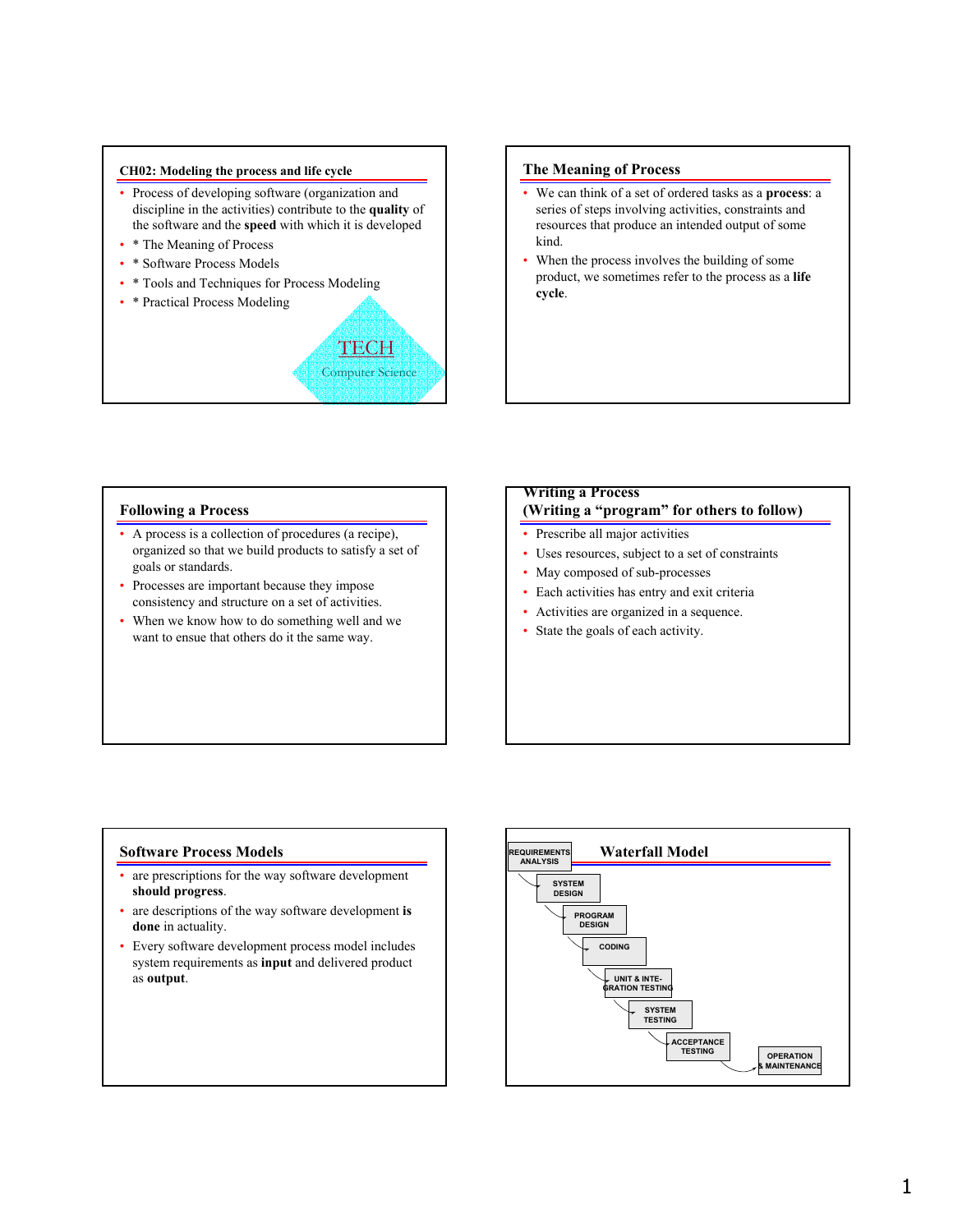## CH02: Modeling the process and life cycle

- Process of developing software (organization and discipline in the activities) contribute to the **quality** of the software and the **speed** with which it is developed
- * The Meaning of Process
- * Software Process Models
- * Tools and Techniques for Process Modeling
- * Practical Process Modeling

TECH
Computer Science

## The Meaning of Process

- We can think of a set of ordered tasks as a **process**: a series of steps involving activities, constraints and resources that produce an intended output of some kind.
- When the process involves the building of some product, we sometimes refer to the process as a **life cycle**.

## Following a Process

- A process is a collection of procedures (a recipe), organized so that we build products to satisfy a set of goals or standards.
- Processes are important because they impose consistency and structure on a set of activities.
- When we know how to do something well and we want to ensue that others do it the same way.

## Writing a Process (Writing a "program" for others to follow)

- Prescrible all major activities
- Uses resources, subject to a set of constraints
- May composed of sub-processes
- Each activities has entry and exit criteria
- Activities are organized in a sequence.
- State the goals of each activity.

## Software Process Models

- are prescriptions for the way software development **should progress**.
- are descriptions of the way software development **is done** in actuality.
- Every software development process model includes system requirements as **input** and delivered product as **output**.

## Waterfall Model

REQUIREMENTS ANALYSIS → SYSTEM DESIGN → PROGRAM DESIGN → CODING → UNIT & INTEGRATION TESTING → SYSTEM TESTING → ACCEPTANCE TESTING → OPERATION & MAINTENANCE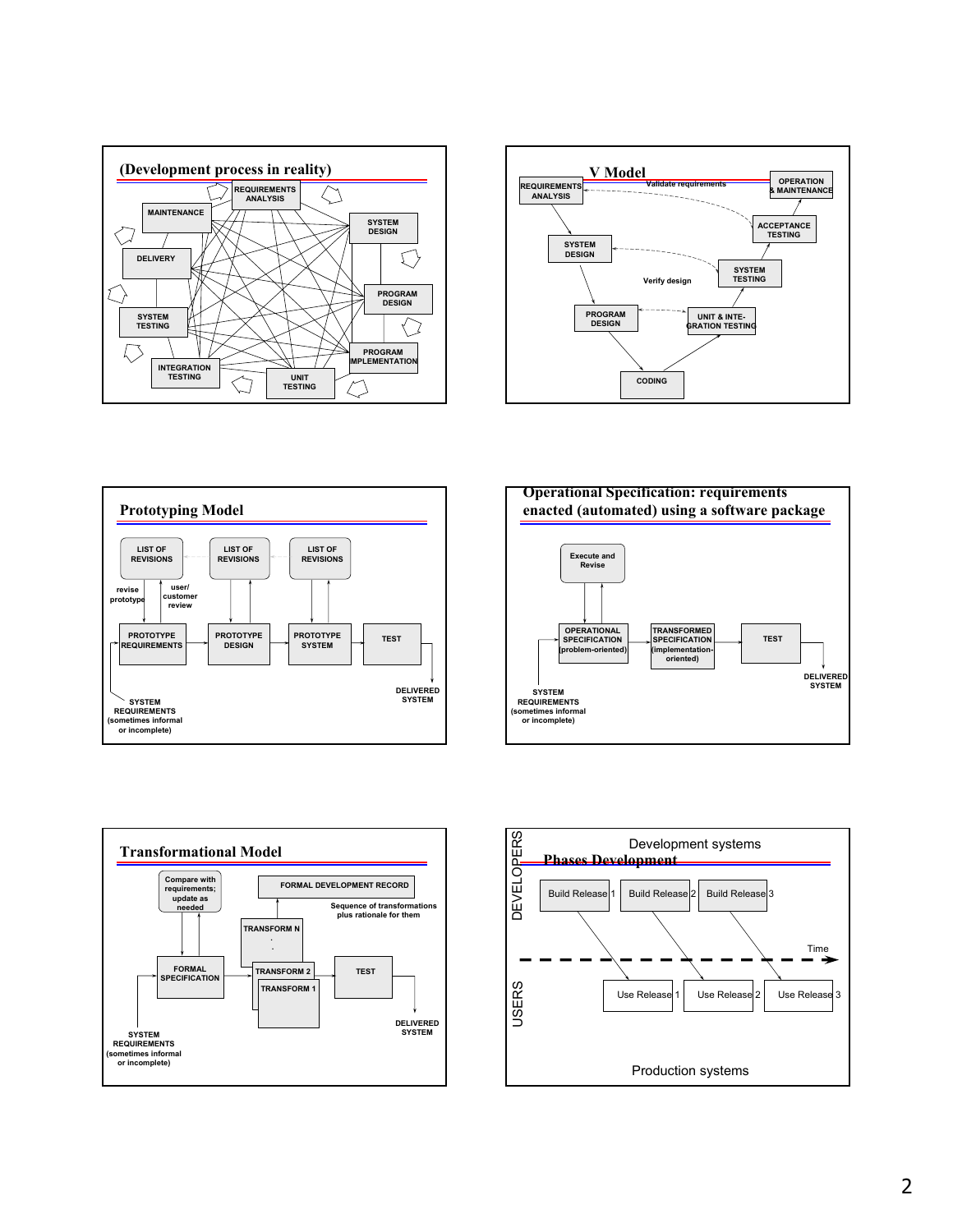## (Development process in reality)

REQUIREMENTS ANALYSIS

MAINTENANCE

SYSTEM DESIGN

DELIVERY

PROGRAM DESIGN

SYSTEM TESTING

PROGRAM IMPLEMENTATION

INTEGRATION TESTING

UNIT TESTING

## V Model

REQUIREMENTS ANALYSIS

Validate requirements

OPERATION & MAINTENANCE

ACCEPTANCE TESTING

SYSTEM DESIGN

SYSTEM TESTING

Verify design

PROGRAM DESIGN

UNIT & INTEGRATION TESTING

CODING

## Prototyping Model

LIST OF REVISIONS

LIST OF REVISIONS

LIST OF REVISIONS

revise prototype

user/ customer review

PROTOTYPE REQUIREMENTS

PROTOTYPE DESIGN

PROTOTYPE SYSTEM

TEST

DELIVERED SYSTEM

SYSTEM REQUIREMENTS (sometimes informal or incomplete)

## Operational Specification: requirements enacted (automated) using a software package

Execute and Revise

OPERATIONAL SPECIFICATION (problem-oriented)

TRANSFORMED SPECIFICATION (implementation-oriented)

TEST

DELIVERED SYSTEM

SYSTEM REQUIREMENTS (sometimes informal or incomplete)

## Transformational Model

Compare with requirements; update as needed

FORMAL DEVELOPMENT RECORD

Sequence of transformations plus rationale for them

TRANSFORM N

.

.

TRANSFORM 2

TRANSFORM 1

FORMAL SPECIFICATION

TEST

DELIVERED SYSTEM

SYSTEM REQUIREMENTS (sometimes informal or incomplete)

## Phases Development

Development systems

DEVELOPERS

Build Release 1

Build Release 2

Build Release 3

Time

USERS

Use Release 1

Use Release 2

Use Release 3

Production systems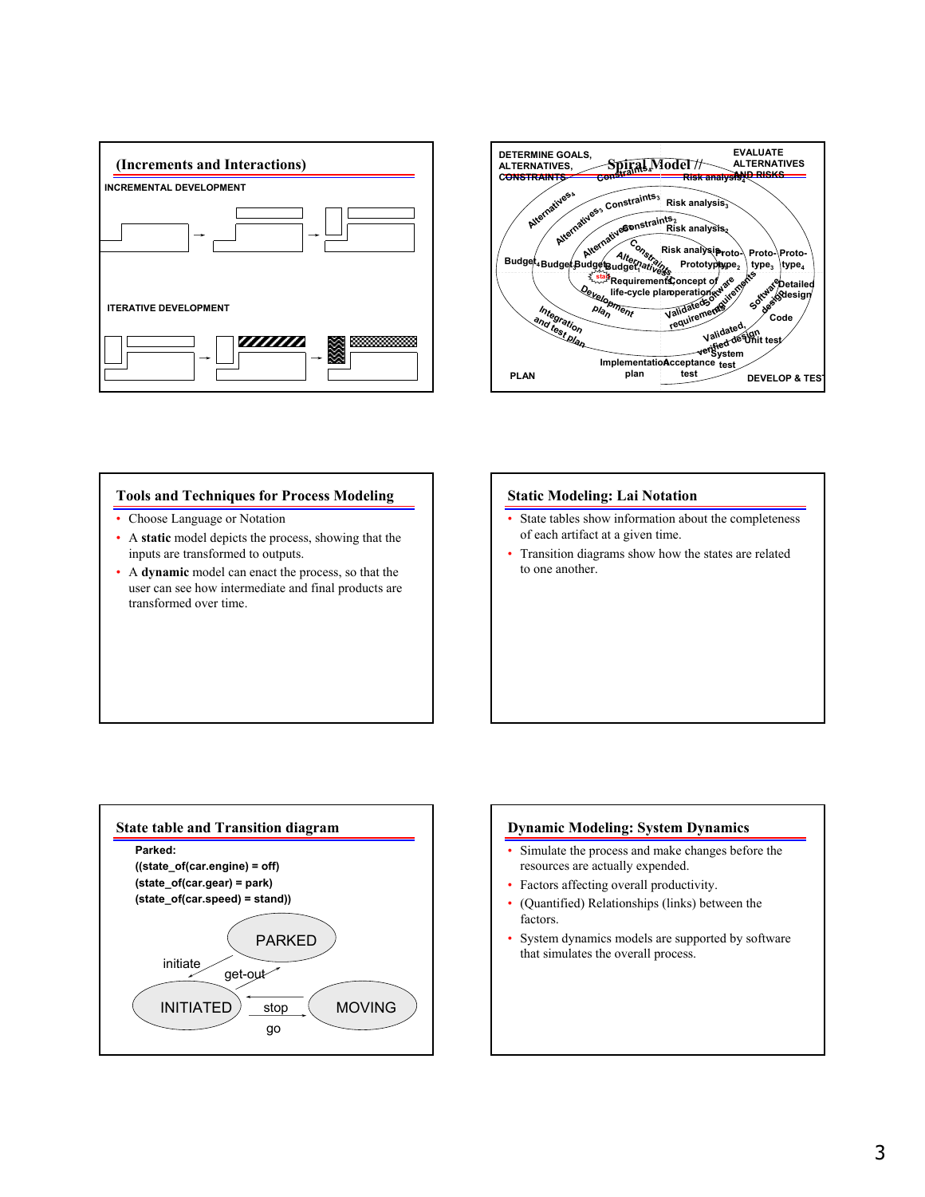## (Increments and Interactions)

INCREMENTAL DEVELOPMENT

ITERATIVE DEVELOPMENT

## Spiral Model

DETERMINE GOALS, ALTERNATIVES, CONSTRAINTS

EVALUATE ALTERNATIVES AND RISKS

PLAN

DEVELOP & TEST

Constraints$_4$ Risk analysis$_4$ Alternatives$_4$ Alternatives$_3$ Constraints$_3$ Risk analysis$_3$ Alternatives$_2$ Constraints$_2$ Risk analysis$_2$ Constraints$_1$ Alternatives$_1$ Risk analysis$_1$ Prototype$_1$ Proto-type$_2$ Proto-type$_3$ Proto-type$_4$ Budget$_4$ Budget$_3$ Budget$_2$ Budget$_1$ start Requirements, life-cycle plan Concept of operation Software requirements Validated requirements Development plan Software design Detailed design Code Integration and test plan Validated, verified design Unit test System test Implementation plan Acceptance test

## Tools and Techniques for Process Modeling

- Choose Language or Notation
- A **static** model depicts the process, showing that the inputs are transformed to outputs.
- A **dynamic** model can enact the process, so that the user can see how intermediate and final products are transformed over time.

## Static Modeling: Lai Notation

- State tables show information about the completeness of each artifact at a given time.
- Transition diagrams show how the states are related to one another.

## State table and Transition diagram

**Parked:**
**((state_of(car.engine) = off)**
**(state_of(car.gear) = park)**
**(state_of(car.speed) = stand))**

PARKED

initiate

get-out

INITIATED

stop

MOVING

go

## Dynamic Modeling: System Dynamics

- Simulate the process and make changes before the resources are actually expended.
- Factors affecting overall productivity.
- (Quantified) Relationships (links) between the factors.
- System dynamics models are supported by software that simulates the overall process.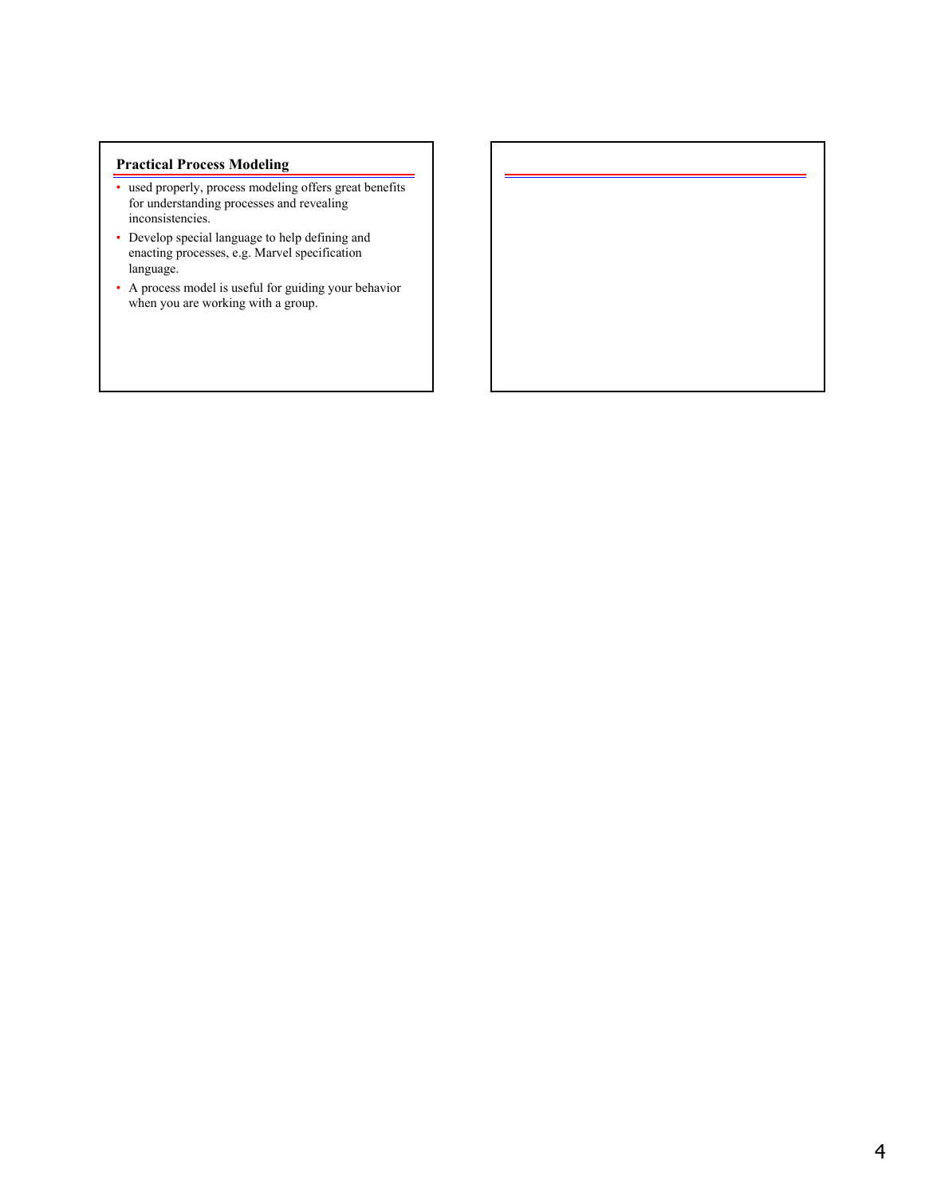## Practical Process Modeling

- used properly, process modeling offers great benefits for understanding processes and revealing inconsistencies.
- Develop special language to help defining and enacting processes, e.g. Marvel specification language.
- A process model is useful for guiding your behavior when you are working with a group.